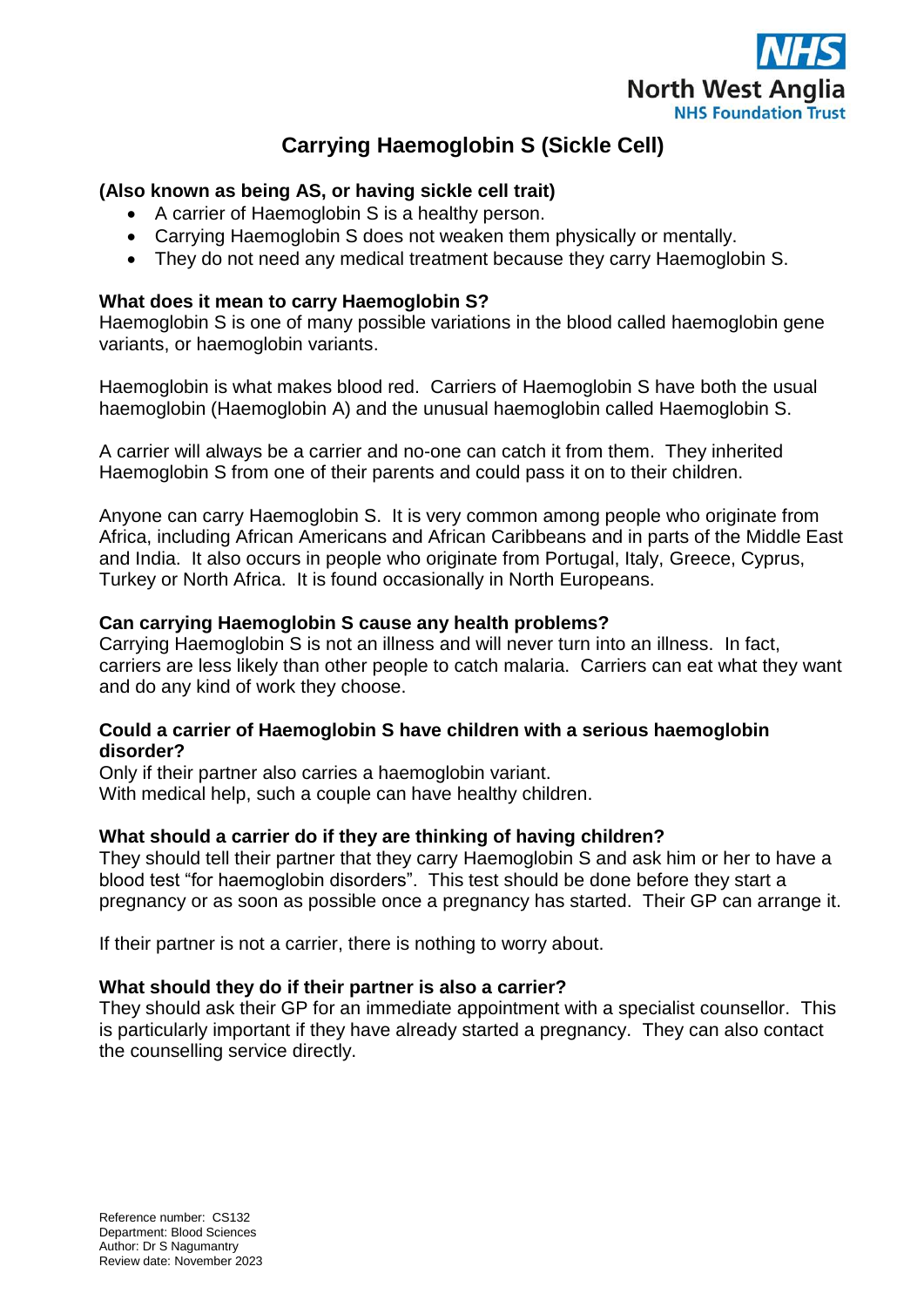North West Anglia
NHS Foundation Trust

# Carrying Haemoglobin S (Sickle Cell)

**(Also known as being AS, or having sickle cell trait)**

- A carrier of Haemoglobin S is a healthy person.
- Carrying Haemoglobin S does not weaken them physically or mentally.
- They do not need any medical treatment because they carry Haemoglobin S.

**What does it mean to carry Haemoglobin S?**

Haemoglobin S is one of many possible variations in the blood called haemoglobin gene variants, or haemoglobin variants.

Haemoglobin is what makes blood red. Carriers of Haemoglobin S have both the usual haemoglobin (Haemoglobin A) and the unusual haemoglobin called Haemoglobin S.

A carrier will always be a carrier and no-one can catch it from them. They inherited Haemoglobin S from one of their parents and could pass it on to their children.

Anyone can carry Haemoglobin S. It is very common among people who originate from Africa, including African Americans and African Caribbeans and in parts of the Middle East and India. It also occurs in people who originate from Portugal, Italy, Greece, Cyprus, Turkey or North Africa. It is found occasionally in North Europeans.

**Can carrying Haemoglobin S cause any health problems?**

Carrying Haemoglobin S is not an illness and will never turn into an illness. In fact, carriers are less likely than other people to catch malaria. Carriers can eat what they want and do any kind of work they choose.

**Could a carrier of Haemoglobin S have children with a serious haemoglobin disorder?**

Only if their partner also carries a haemoglobin variant.
With medical help, such a couple can have healthy children.

**What should a carrier do if they are thinking of having children?**

They should tell their partner that they carry Haemoglobin S and ask him or her to have a blood test "for haemoglobin disorders". This test should be done before they start a pregnancy or as soon as possible once a pregnancy has started. Their GP can arrange it.

If their partner is not a carrier, there is nothing to worry about.

**What should they do if their partner is also a carrier?**

They should ask their GP for an immediate appointment with a specialist counsellor. This is particularly important if they have already started a pregnancy. They can also contact the counselling service directly.

Reference number: CS132
Department: Blood Sciences
Author: Dr S Nagumantry
Review date: November 2023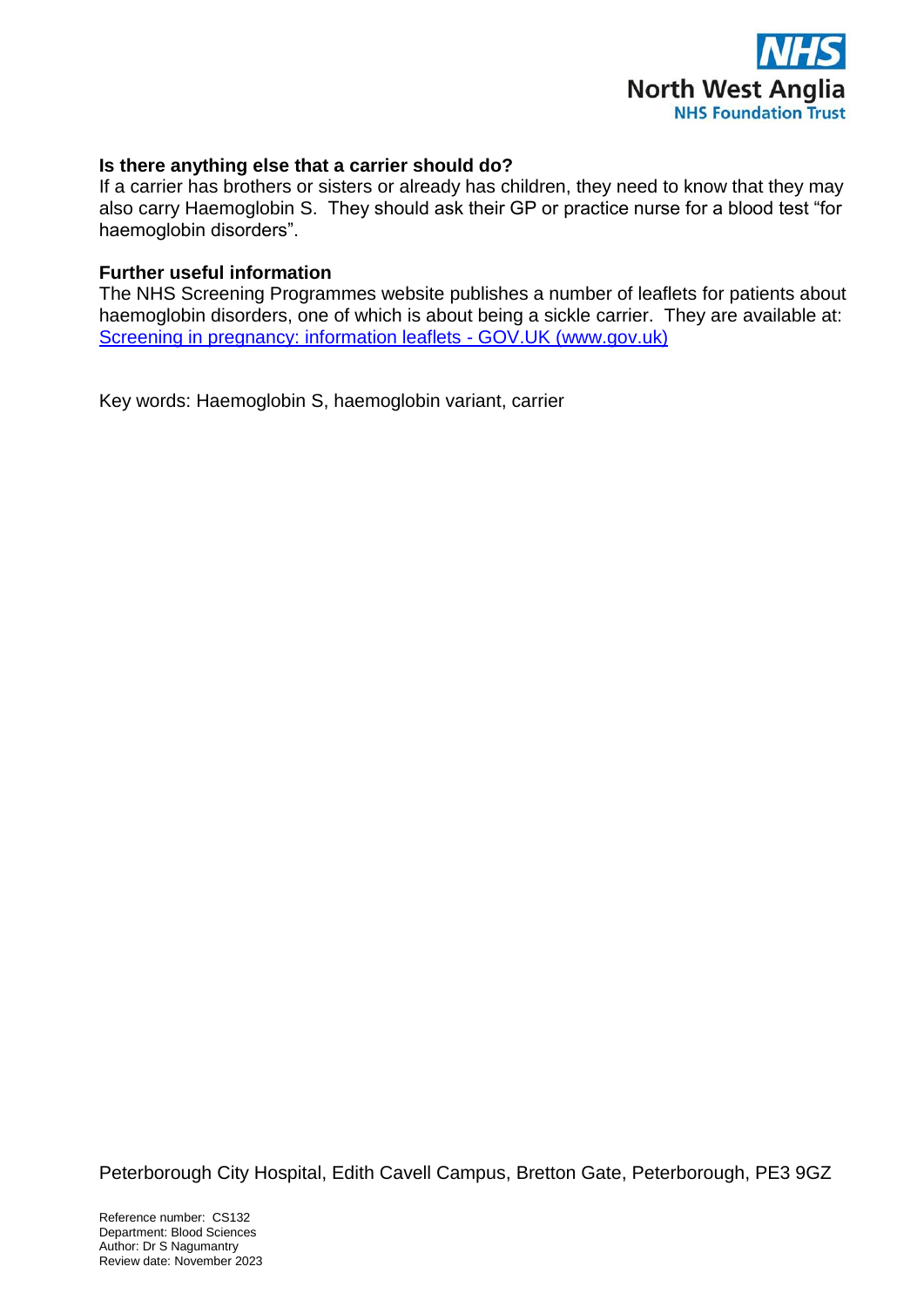### Is there anything else that a carrier should do?

If a carrier has brothers or sisters or already has children, they need to know that they may also carry Haemoglobin S. They should ask their GP or practice nurse for a blood test "for haemoglobin disorders".

### Further useful information

The NHS Screening Programmes website publishes a number of leaflets for patients about haemoglobin disorders, one of which is about being a sickle carrier. They are available at: [Screening in pregnancy: information leaflets - GOV.UK (www.gov.uk)](https://www.gov.uk)

Key words: Haemoglobin S, haemoglobin variant, carrier

Peterborough City Hospital, Edith Cavell Campus, Bretton Gate, Peterborough, PE3 9GZ

Reference number: CS132
Department: Blood Sciences
Author: Dr S Nagumantry
Review date: November 2023